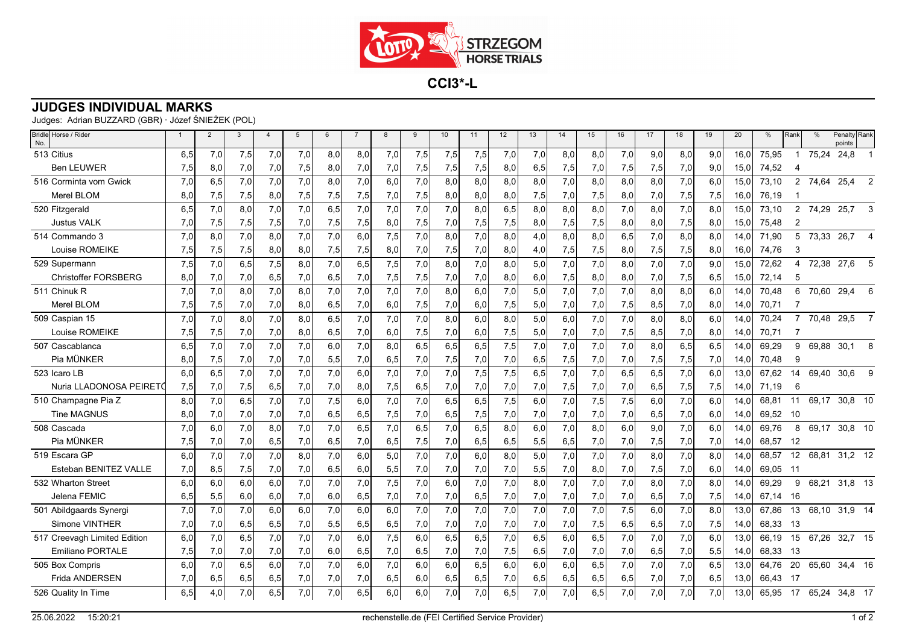# CCI3*-L

## JUDGES INDIVIDUAL MARKS

Judges: Adrian BUZZARD (GBR) · Józef ŚNIEŻEK (POL)

| Bridle No. | Horse / Rider | 1 | 2 | 3 | 4 | 5 | 6 | 7 | 8 | 9 | 10 | 11 | 12 | 13 | 14 | 15 | 16 | 17 | 18 | 19 | 20 | % | Rank | % | Penalty points | Rank |
|---|---|---|---|---|---|---|---|---|---|---|---|---|---|---|---|---|---|---|---|---|---|---|---|---|---|---|
| 513 | Citius | 6,5 | 7,0 | 7,5 | 7,0 | 7,0 | 8,0 | 8,0 | 7,0 | 7,5 | 7,5 | 7,5 | 7,0 | 7,0 | 8,0 | 8,0 | 7,0 | 9,0 | 8,0 | 9,0 | 16,0 | 75,95 | 1 | 75,24 | 24,8 | 1 |
| | Ben LEUWER | 7,5 | 8,0 | 7,0 | 7,0 | 7,5 | 8,0 | 7,0 | 7,0 | 7,5 | 7,5 | 7,5 | 8,0 | 6,5 | 7,5 | 7,0 | 7,5 | 7,5 | 7,0 | 9,0 | 15,0 | 74,52 | 4 | | | |
| 516 | Corminta vom Gwick | 7,0 | 6,5 | 7,0 | 7,0 | 7,0 | 8,0 | 7,0 | 6,0 | 7,0 | 8,0 | 8,0 | 8,0 | 8,0 | 7,0 | 8,0 | 8,0 | 8,0 | 7,0 | 6,0 | 15,0 | 73,10 | 2 | 74,64 | 25,4 | 2 |
| | Merel BLOM | 8,0 | 7,5 | 7,5 | 8,0 | 7,5 | 7,5 | 7,5 | 7,0 | 7,5 | 8,0 | 8,0 | 8,0 | 7,5 | 7,0 | 7,5 | 8,0 | 7,0 | 7,5 | 7,5 | 16,0 | 76,19 | 1 | | | |
| 520 | Fitzgerald | 6,5 | 7,0 | 8,0 | 7,0 | 7,0 | 6,5 | 7,0 | 7,0 | 7,0 | 7,0 | 8,0 | 6,5 | 8,0 | 8,0 | 8,0 | 7,0 | 8,0 | 7,0 | 8,0 | 15,0 | 73,10 | 2 | 74,29 | 25,7 | 3 |
| | Justus VALK | 7,0 | 7,5 | 7,5 | 7,5 | 7,0 | 7,5 | 7,5 | 8,0 | 7,5 | 7,0 | 7,5 | 7,5 | 8,0 | 7,5 | 7,5 | 8,0 | 8,0 | 7,5 | 8,0 | 15,0 | 75,48 | 2 | | | |
| 514 | Commando 3 | 7,0 | 8,0 | 7,0 | 8,0 | 7,0 | 7,0 | 6,0 | 7,5 | 7,0 | 8,0 | 7,0 | 8,0 | 4,0 | 8,0 | 8,0 | 6,5 | 7,0 | 8,0 | 8,0 | 14,0 | 71,90 | 5 | 73,33 | 26,7 | 4 |
| | Louise ROMEIKE | 7,5 | 7,5 | 7,5 | 8,0 | 8,0 | 7,5 | 7,5 | 8,0 | 7,0 | 7,5 | 7,0 | 8,0 | 4,0 | 7,5 | 7,5 | 8,0 | 7,5 | 7,5 | 8,0 | 16,0 | 74,76 | 3 | | | |
| 529 | Supermann | 7,5 | 7,0 | 6,5 | 7,5 | 8,0 | 7,0 | 6,5 | 7,5 | 7,0 | 8,0 | 7,0 | 8,0 | 5,0 | 7,0 | 7,0 | 8,0 | 7,0 | 7,0 | 9,0 | 15,0 | 72,62 | 4 | 72,38 | 27,6 | 5 |
| | Christoffer FORSBERG | 8,0 | 7,0 | 7,0 | 6,5 | 7,0 | 6,5 | 7,0 | 7,5 | 7,5 | 7,0 | 7,0 | 8,0 | 6,0 | 7,5 | 8,0 | 8,0 | 7,0 | 7,5 | 6,5 | 15,0 | 72,14 | 5 | | | |
| 511 | Chinuk R | 7,0 | 7,0 | 8,0 | 7,0 | 8,0 | 7,0 | 7,0 | 7,0 | 7,0 | 8,0 | 6,0 | 7,0 | 5,0 | 7,0 | 7,0 | 7,0 | 8,0 | 8,0 | 6,0 | 14,0 | 70,48 | 6 | 70,60 | 29,4 | 6 |
| | Merel BLOM | 7,5 | 7,5 | 7,0 | 7,0 | 8,0 | 6,5 | 7,0 | 6,0 | 7,5 | 7,0 | 6,0 | 7,5 | 5,0 | 7,0 | 7,0 | 7,5 | 8,5 | 7,0 | 8,0 | 14,0 | 70,71 | 7 | | | |
| 509 | Caspian 15 | 7,0 | 7,0 | 8,0 | 7,0 | 8,0 | 6,5 | 7,0 | 7,0 | 7,0 | 8,0 | 6,0 | 8,0 | 5,0 | 6,0 | 7,0 | 7,0 | 8,0 | 8,0 | 6,0 | 14,0 | 70,24 | 7 | 70,48 | 29,5 | 7 |
| | Louise ROMEIKE | 7,5 | 7,5 | 7,0 | 7,0 | 8,0 | 6,5 | 7,0 | 6,0 | 7,5 | 7,0 | 6,0 | 7,5 | 5,0 | 7,0 | 7,0 | 7,5 | 8,5 | 7,0 | 8,0 | 14,0 | 70,71 | 7 | | | |
| 507 | Cascablanca | 6,5 | 7,0 | 7,0 | 7,0 | 7,0 | 6,0 | 7,0 | 8,0 | 6,5 | 6,5 | 6,5 | 7,5 | 7,0 | 7,0 | 7,0 | 7,0 | 8,0 | 6,5 | 6,5 | 14,0 | 69,29 | 9 | 69,88 | 30,1 | 8 |
| | Pia MÜNKER | 8,0 | 7,5 | 7,0 | 7,0 | 7,0 | 5,5 | 7,0 | 6,5 | 7,0 | 7,5 | 7,0 | 7,0 | 6,5 | 7,5 | 7,0 | 7,0 | 7,5 | 7,5 | 7,0 | 14,0 | 70,48 | 9 | | | |
| 523 | Icaro LB | 6,0 | 6,5 | 7,0 | 7,0 | 7,0 | 7,0 | 6,0 | 7,0 | 7,0 | 7,0 | 7,5 | 7,5 | 6,5 | 7,0 | 7,0 | 6,5 | 6,5 | 7,0 | 6,0 | 13,0 | 67,62 | 14 | 69,40 | 30,6 | 9 |
| | Nuria LLADONOSA PEIRETÓ | 7,5 | 7,0 | 7,5 | 6,5 | 7,0 | 7,0 | 8,0 | 7,5 | 6,5 | 7,0 | 7,0 | 7,0 | 7,0 | 7,5 | 7,0 | 7,0 | 6,5 | 7,5 | 7,5 | 14,0 | 71,19 | 6 | | | |
| 510 | Champagne Pia Z | 8,0 | 7,0 | 6,5 | 7,0 | 7,0 | 7,5 | 6,0 | 7,0 | 7,0 | 6,5 | 6,5 | 7,5 | 6,0 | 7,0 | 7,5 | 7,5 | 6,0 | 7,0 | 6,0 | 14,0 | 68,81 | 11 | 69,17 | 30,8 | 10 |
| | Tine MAGNUS | 8,0 | 7,0 | 7,0 | 7,0 | 7,0 | 6,5 | 6,5 | 7,5 | 7,0 | 6,5 | 7,5 | 7,0 | 7,0 | 7,0 | 7,0 | 7,0 | 6,5 | 7,0 | 6,0 | 14,0 | 69,52 | 10 | | | |
| 508 | Cascada | 7,0 | 6,0 | 7,0 | 8,0 | 7,0 | 7,0 | 6,5 | 7,0 | 6,5 | 7,0 | 6,5 | 8,0 | 6,0 | 7,0 | 8,0 | 6,0 | 9,0 | 7,0 | 6,0 | 14,0 | 69,76 | 8 | 69,17 | 30,8 | 10 |
| | Pia MÜNKER | 7,5 | 7,0 | 7,0 | 6,5 | 7,0 | 6,5 | 7,0 | 6,5 | 7,5 | 7,0 | 6,5 | 6,5 | 5,5 | 6,5 | 7,0 | 7,0 | 7,5 | 7,0 | 7,0 | 14,0 | 68,57 | 12 | | | |
| 519 | Escara GP | 6,0 | 7,0 | 7,0 | 7,0 | 8,0 | 7,0 | 6,0 | 5,0 | 7,0 | 7,0 | 6,0 | 8,0 | 5,0 | 7,0 | 7,0 | 7,0 | 8,0 | 7,0 | 8,0 | 14,0 | 68,57 | 12 | 68,81 | 31,2 | 12 |
| | Esteban BENITEZ VALLE | 7,0 | 8,5 | 7,5 | 7,0 | 7,0 | 6,5 | 6,0 | 5,5 | 7,0 | 7,0 | 7,0 | 7,0 | 5,5 | 7,0 | 8,0 | 7,0 | 7,5 | 7,0 | 6,0 | 14,0 | 69,05 | 11 | | | |
| 532 | Wharton Street | 6,0 | 6,0 | 6,0 | 6,0 | 7,0 | 7,0 | 7,0 | 7,5 | 7,0 | 6,0 | 7,0 | 7,0 | 8,0 | 7,0 | 7,0 | 7,0 | 8,0 | 7,0 | 8,0 | 14,0 | 69,29 | 9 | 68,21 | 31,8 | 13 |
| | Jelena FEMIC | 6,5 | 5,5 | 6,0 | 6,0 | 7,0 | 6,0 | 6,5 | 7,0 | 7,0 | 7,0 | 6,5 | 7,0 | 7,0 | 7,0 | 7,0 | 7,0 | 6,5 | 7,0 | 7,5 | 14,0 | 67,14 | 16 | | | |
| 501 | Abildgaards Synergi | 7,0 | 7,0 | 7,0 | 6,0 | 6,0 | 7,0 | 6,0 | 6,0 | 7,0 | 7,0 | 7,0 | 7,0 | 7,0 | 7,0 | 7,0 | 7,5 | 6,0 | 7,0 | 8,0 | 13,0 | 67,86 | 13 | 68,10 | 31,9 | 14 |
| | Simone VINTHER | 7,0 | 7,0 | 6,5 | 6,5 | 7,0 | 5,5 | 6,5 | 6,5 | 7,0 | 7,0 | 7,0 | 7,0 | 7,0 | 7,0 | 7,5 | 6,5 | 6,5 | 7,0 | 7,5 | 14,0 | 68,33 | 13 | | | |
| 517 | Creevagh Limited Edition | 6,0 | 7,0 | 6,5 | 7,0 | 7,0 | 7,0 | 6,0 | 7,5 | 6,0 | 6,5 | 6,5 | 7,0 | 6,5 | 6,0 | 6,5 | 7,0 | 7,0 | 7,0 | 6,0 | 13,0 | 66,19 | 15 | 67,26 | 32,7 | 15 |
| | Emiliano PORTALE | 7,5 | 7,0 | 7,0 | 7,0 | 7,0 | 6,0 | 6,5 | 7,0 | 6,5 | 7,0 | 7,0 | 7,5 | 6,5 | 7,0 | 7,0 | 7,0 | 6,5 | 7,0 | 5,5 | 14,0 | 68,33 | 13 | | | |
| 505 | Box Compris | 6,0 | 7,0 | 6,5 | 6,0 | 7,0 | 7,0 | 6,0 | 7,0 | 6,0 | 6,0 | 6,5 | 6,0 | 6,0 | 6,0 | 6,5 | 7,0 | 7,0 | 7,0 | 6,5 | 13,0 | 64,76 | 20 | 65,60 | 34,4 | 16 |
| | Frida ANDERSEN | 7,0 | 6,5 | 6,5 | 6,5 | 7,0 | 7,0 | 7,0 | 6,5 | 6,0 | 6,5 | 6,5 | 7,0 | 6,5 | 6,5 | 6,5 | 6,5 | 7,0 | 7,0 | 6,5 | 13,0 | 66,43 | 17 | | | |
| 526 | Quality In Time | 6,5 | 4,0 | 7,0 | 6,5 | 7,0 | 7,0 | 6,5 | 6,0 | 6,0 | 7,0 | 7,0 | 6,5 | 7,0 | 7,0 | 6,5 | 7,0 | 7,0 | 7,0 | 7,0 | 13,0 | 65,95 | 17 | 65,24 | 34,8 | 17 |

25.06.2022 15:20:21 rechenstelle.de (FEI Certified Service Provider)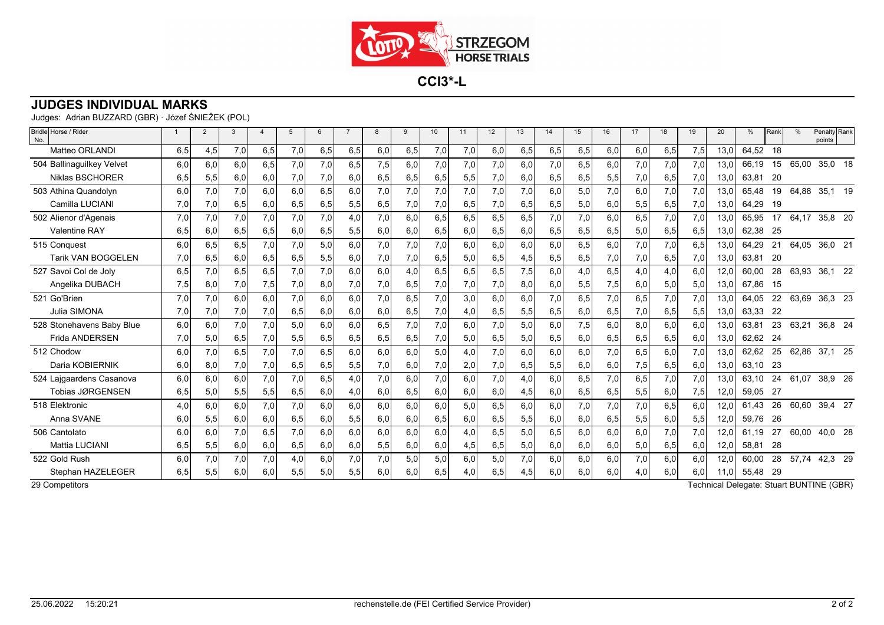# CCI3*-L

## JUDGES INDIVIDUAL MARKS

Judges: Adrian BUZZARD (GBR) · Józef ŚNIEŻEK (POL)

| Bridle No. | Horse / Rider | 1 | 2 | 3 | 4 | 5 | 6 | 7 | 8 | 9 | 10 | 11 | 12 | 13 | 14 | 15 | 16 | 17 | 18 | 19 | 20 | % | Rank | % | Penalty points | Rank |
|---|---|---|---|---|---|---|---|---|---|---|---|---|---|---|---|---|---|---|---|---|---|---|---|---|---|---|
| | Matteo ORLANDI | 6,5 | 4,5 | 7,0 | 6,5 | 7,0 | 6,5 | 6,5 | 6,0 | 6,5 | 7,0 | 7,0 | 6,0 | 6,5 | 6,5 | 6,5 | 6,0 | 6,0 | 6,5 | 7,5 | 13,0 | 64,52 | 18 | | | |
| 504 | Ballinaguilkey Velvet | 6,0 | 6,0 | 6,0 | 6,5 | 7,0 | 7,0 | 6,5 | 7,5 | 6,0 | 7,0 | 7,0 | 7,0 | 6,0 | 7,0 | 6,5 | 6,0 | 7,0 | 7,0 | 7,0 | 13,0 | 66,19 | 15 | 65,00 | 35,0 | 18 |
| | Niklas BSCHORER | 6,5 | 5,5 | 6,0 | 6,0 | 7,0 | 7,0 | 6,0 | 6,5 | 6,5 | 6,5 | 5,5 | 7,0 | 6,0 | 6,5 | 6,5 | 5,5 | 7,0 | 6,5 | 7,0 | 13,0 | 63,81 | 20 | | | |
| 503 | Athina Quandolyn | 6,0 | 7,0 | 7,0 | 6,0 | 6,0 | 6,5 | 6,0 | 7,0 | 7,0 | 7,0 | 7,0 | 7,0 | 7,0 | 6,0 | 5,0 | 7,0 | 6,0 | 7,0 | 7,0 | 13,0 | 65,48 | 19 | 64,88 | 35,1 | 19 |
| | Camilla LUCIANI | 7,0 | 7,0 | 6,5 | 6,0 | 6,5 | 6,5 | 5,5 | 6,5 | 7,0 | 7,0 | 6,5 | 7,0 | 6,5 | 6,5 | 5,0 | 6,0 | 5,5 | 6,5 | 7,0 | 13,0 | 64,29 | 19 | | | |
| 502 | Alienor d'Agenais | 7,0 | 7,0 | 7,0 | 7,0 | 7,0 | 7,0 | 4,0 | 7,0 | 6,0 | 6,5 | 6,5 | 6,5 | 6,5 | 7,0 | 7,0 | 6,0 | 6,5 | 7,0 | 7,0 | 13,0 | 65,95 | 17 | 64,17 | 35,8 | 20 |
| | Valentine RAY | 6,5 | 6,0 | 6,5 | 6,5 | 6,0 | 6,5 | 5,5 | 6,0 | 6,0 | 6,5 | 6,0 | 6,5 | 6,0 | 6,5 | 6,5 | 6,5 | 5,0 | 6,5 | 6,5 | 13,0 | 62,38 | 25 | | | |
| 515 | Conquest | 6,0 | 6,5 | 6,5 | 7,0 | 7,0 | 5,0 | 6,0 | 7,0 | 7,0 | 7,0 | 6,0 | 6,0 | 6,0 | 6,0 | 6,5 | 6,0 | 7,0 | 7,0 | 6,5 | 13,0 | 64,29 | 21 | 64,05 | 36,0 | 21 |
| | Tarik VAN BOGGELEN | 7,0 | 6,5 | 6,0 | 6,5 | 6,5 | 5,5 | 6,0 | 7,0 | 7,0 | 6,5 | 5,0 | 6,5 | 4,5 | 6,5 | 6,5 | 7,0 | 7,0 | 6,5 | 7,0 | 13,0 | 63,81 | 20 | | | |
| 527 | Savoi Col de Joly | 6,5 | 7,0 | 6,5 | 6,5 | 7,0 | 7,0 | 6,0 | 6,0 | 4,0 | 6,5 | 6,5 | 6,5 | 7,5 | 6,0 | 4,0 | 6,5 | 4,0 | 4,0 | 6,0 | 12,0 | 60,00 | 28 | 63,93 | 36,1 | 22 |
| | Angelika DUBACH | 7,5 | 8,0 | 7,0 | 7,5 | 7,0 | 8,0 | 7,0 | 7,0 | 6,5 | 7,0 | 7,0 | 7,0 | 8,0 | 6,0 | 5,5 | 7,5 | 6,0 | 5,0 | 5,0 | 13,0 | 67,86 | 15 | | | |
| 521 | Go'Brien | 7,0 | 7,0 | 6,0 | 6,0 | 7,0 | 6,0 | 6,0 | 7,0 | 6,5 | 7,0 | 3,0 | 6,0 | 6,0 | 7,0 | 6,5 | 7,0 | 6,5 | 7,0 | 7,0 | 13,0 | 64,05 | 22 | 63,69 | 36,3 | 23 |
| | Julia SIMONA | 7,0 | 7,0 | 7,0 | 7,0 | 6,5 | 6,0 | 6,0 | 6,0 | 6,5 | 7,0 | 4,0 | 6,5 | 5,5 | 6,5 | 6,0 | 6,5 | 7,0 | 6,5 | 5,5 | 13,0 | 63,33 | 22 | | | |
| 528 | Stonehavens Baby Blue | 6,0 | 6,0 | 7,0 | 7,0 | 5,0 | 6,0 | 6,0 | 6,5 | 7,0 | 7,0 | 6,0 | 7,0 | 5,0 | 6,0 | 7,5 | 6,0 | 8,0 | 6,0 | 6,0 | 13,0 | 63,81 | 23 | 63,21 | 36,8 | 24 |
| | Frida ANDERSEN | 7,0 | 5,0 | 6,5 | 7,0 | 5,5 | 6,5 | 6,5 | 6,5 | 6,5 | 7,0 | 5,0 | 6,5 | 5,0 | 6,5 | 6,0 | 6,5 | 6,5 | 6,5 | 6,0 | 13,0 | 62,62 | 24 | | | |
| 512 | Chodow | 6,0 | 7,0 | 6,5 | 7,0 | 7,0 | 6,5 | 6,0 | 6,0 | 6,0 | 5,0 | 4,0 | 7,0 | 6,0 | 6,0 | 6,0 | 7,0 | 6,5 | 6,0 | 7,0 | 13,0 | 62,62 | 25 | 62,86 | 37,1 | 25 |
| | Daria KOBIERNIK | 6,0 | 8,0 | 7,0 | 7,0 | 6,5 | 6,5 | 5,5 | 7,0 | 6,0 | 7,0 | 2,0 | 7,0 | 6,5 | 5,5 | 6,0 | 6,0 | 7,5 | 6,5 | 6,0 | 13,0 | 63,10 | 23 | | | |
| 524 | Lajgaardens Casanova | 6,0 | 6,0 | 6,0 | 7,0 | 7,0 | 6,5 | 4,0 | 7,0 | 6,0 | 7,0 | 6,0 | 7,0 | 4,0 | 6,0 | 6,5 | 7,0 | 6,5 | 7,0 | 7,0 | 13,0 | 63,10 | 24 | 61,07 | 38,9 | 26 |
| | Tobias JØRGENSEN | 6,5 | 5,0 | 5,5 | 5,5 | 6,5 | 6,0 | 4,0 | 6,0 | 6,5 | 6,0 | 6,0 | 6,0 | 4,5 | 6,0 | 6,5 | 6,5 | 5,5 | 6,0 | 7,5 | 12,0 | 59,05 | 27 | | | |
| 518 | Elektronic | 4,0 | 6,0 | 6,0 | 7,0 | 7,0 | 6,0 | 6,0 | 6,0 | 6,0 | 6,0 | 5,0 | 6,5 | 6,0 | 6,0 | 7,0 | 7,0 | 7,0 | 6,5 | 6,0 | 12,0 | 61,43 | 26 | 60,60 | 39,4 | 27 |
| | Anna SVANE | 6,0 | 5,5 | 6,0 | 6,0 | 6,5 | 6,0 | 5,5 | 6,0 | 6,0 | 6,5 | 6,0 | 6,5 | 5,5 | 6,0 | 6,0 | 6,5 | 5,5 | 6,0 | 5,5 | 12,0 | 59,76 | 26 | | | |
| 506 | Cantolato | 6,0 | 6,0 | 7,0 | 6,5 | 7,0 | 6,0 | 6,0 | 6,0 | 6,0 | 6,0 | 4,0 | 6,5 | 5,0 | 6,5 | 6,0 | 6,0 | 6,0 | 7,0 | 7,0 | 12,0 | 61,19 | 27 | 60,00 | 40,0 | 28 |
| | Mattia LUCIANI | 6,5 | 5,5 | 6,0 | 6,0 | 6,5 | 6,0 | 6,0 | 5,5 | 6,0 | 6,0 | 4,5 | 6,5 | 5,0 | 6,0 | 6,0 | 6,0 | 5,0 | 6,5 | 6,0 | 12,0 | 58,81 | 28 | | | |
| 522 | Gold Rush | 6,0 | 7,0 | 7,0 | 7,0 | 4,0 | 6,0 | 7,0 | 7,0 | 5,0 | 5,0 | 6,0 | 5,0 | 7,0 | 6,0 | 6,0 | 6,0 | 7,0 | 6,0 | 6,0 | 12,0 | 60,00 | 28 | 57,74 | 42,3 | 29 |
| | Stephan HAZELEGER | 6,5 | 5,5 | 6,0 | 6,0 | 5,5 | 5,0 | 5,5 | 6,0 | 6,0 | 6,5 | 4,0 | 6,5 | 4,5 | 6,0 | 6,0 | 6,0 | 4,0 | 6,0 | 6,0 | 11,0 | 55,48 | 29 | | | |

29 Competitors

Technical Delegate: Stuart BUNTINE (GBR)

25.06.2022 15:20:21

rechenstelle.de (FEI Certified Service Provider)